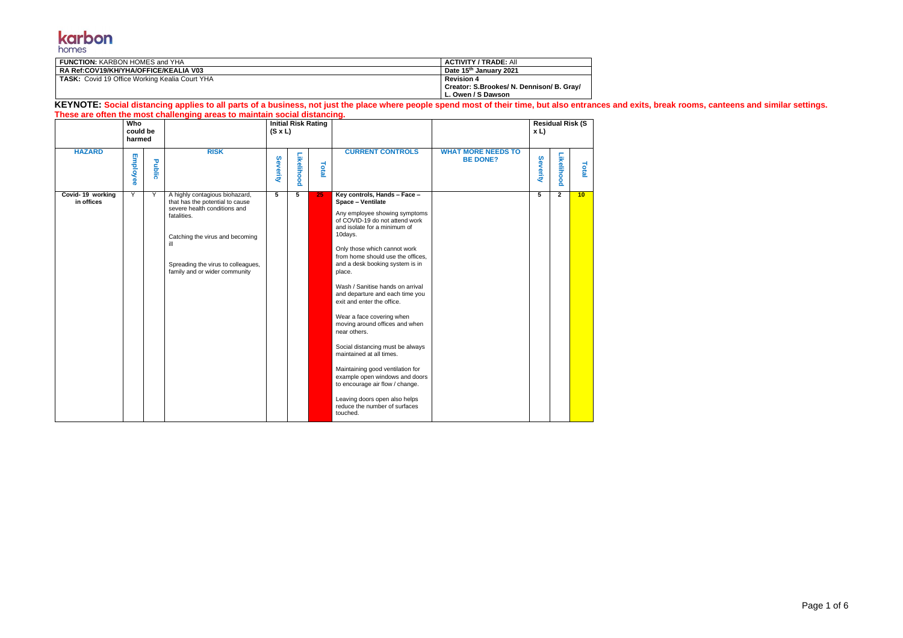karbon homes

| FUNCTION: KARBON HOMES and YHA | ACTIVITY / TRADE: All |
|---|---|
| RA Ref:COV19/KH/YHA/OFFICE/KEALIA V03 | Date 15th January 2021 |
| TASK: Covid 19 Office Working Kealia Court YHA | Revision 4<br>Creator: S.Brookes/ N. Dennison/ B. Gray/ L. Owen / S Dawson |

**KEYNOTE: Social distancing applies to all parts of a business, not just the place where people spend most of their time, but also entrances and exits, break rooms, canteens and similar settings. These are often the most challenging areas to maintain social distancing.**

| | Who could be harmed | | | Initial Risk Rating (S x L) | | | | | Residual Risk (S x L) | | |
|---|---|---|---|---|---|---|---|---|---|---|---|
| **HAZARD** | **Employee** | **Public** | **RISK** | **Severity** | **Likelihood** | **Total** | **CURRENT CONTROLS** | **WHAT MORE NEEDS TO BE DONE?** | **Severity** | **Likelihood** | **Total** |
| **Covid- 19 working in offices** | Y | Y | A highly contagious biohazard, that has the potential to cause severe health conditions and fatalities.<br><br>Catching the virus and becoming ill<br><br>Spreading the virus to colleagues, family and or wider community | 5 | 5 | 25 | **Key controls, Hands – Face – Space – Ventilate**<br><br>Any employee showing symptoms of COVID-19 do not attend work and isolate for a minimum of 10days.<br><br>Only those which cannot work from home should use the offices, and a desk booking system is in place.<br><br>Wash / Sanitise hands on arrival and departure and each time you exit and enter the office.<br><br>Wear a face covering when moving around offices and when near others.<br><br>Social distancing must be always maintained at all times.<br><br>Maintaining good ventilation for example open windows and doors to encourage air flow / change.<br><br>Leaving doors open also helps reduce the number of surfaces touched. | | 5 | 2 | 10 |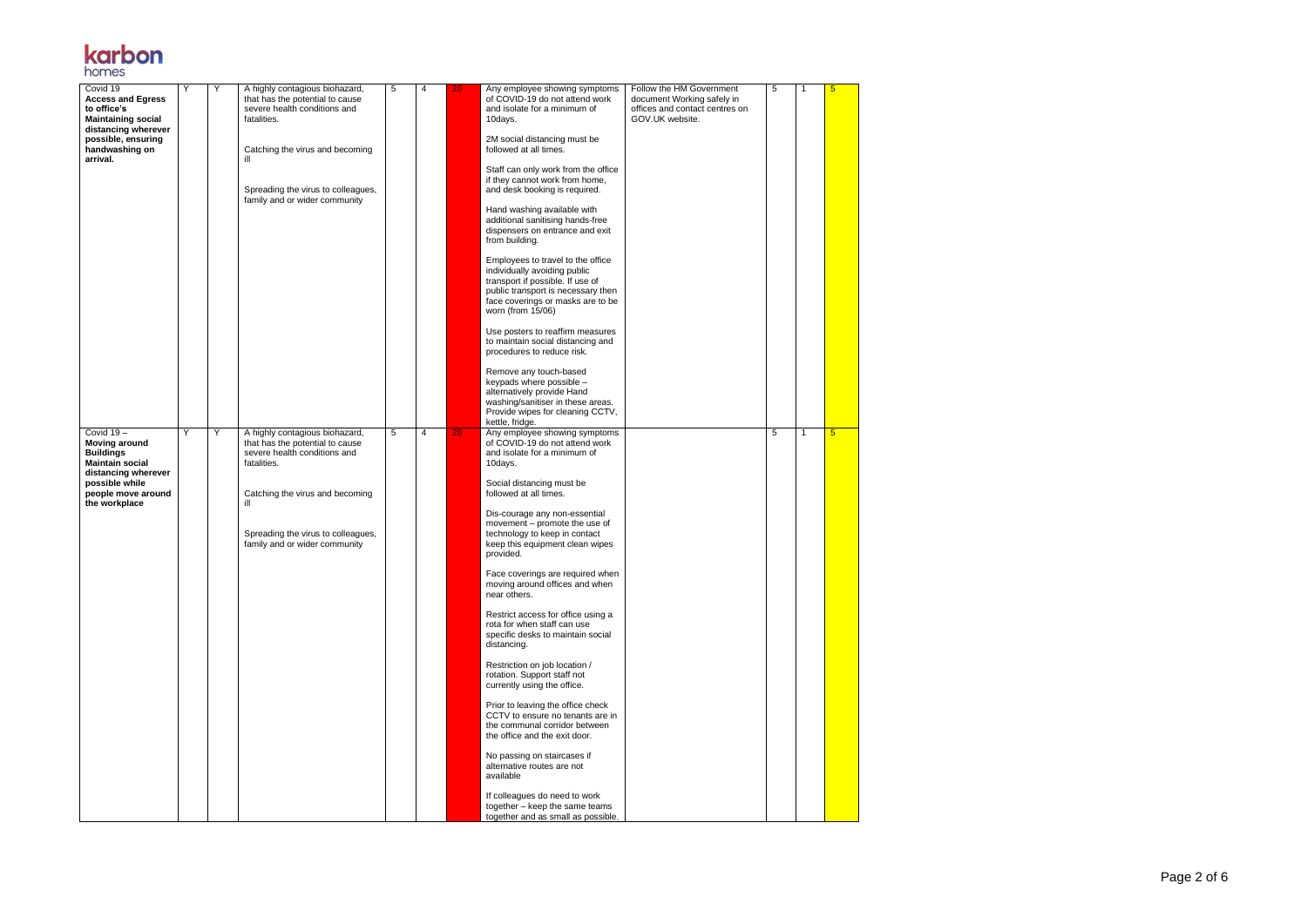| | | | | | | | | | | | |
|---|---|---|---|---|---|---|---|---|---|---|---|
| Covid 19 **Access and Egress to office's Maintaining social distancing wherever possible, ensuring handwashing on arrival.** | Y | Y | A highly contagious biohazard, that has the potential to cause severe health conditions and fatalities.<br><br>Catching the virus and becoming ill<br><br>Spreading the virus to colleagues, family and or wider community | 5 | 4 | 20 | Any employee showing symptoms of COVID-19 do not attend work and isolate for a minimum of 10days.<br><br>2M social distancing must be followed at all times.<br><br>Staff can only work from the office if they cannot work from home, and desk booking is required.<br><br>Hand washing available with additional sanitising hands-free dispensers on entrance and exit from building.<br><br>Employees to travel to the office individually avoiding public transport if possible. If use of public transport is necessary then face coverings or masks are to be worn (from 15/06)<br><br>Use posters to reaffirm measures to maintain social distancing and procedures to reduce risk.<br><br>Remove any touch-based keypads where possible – alternatively provide Hand washing/sanitiser in these areas. Provide wipes for cleaning CCTV, kettle, fridge. | Follow the HM Government document Working safely in offices and contact centres on GOV.UK website. | 5 | 1 | 5 |
| Covid 19 – **Moving around Buildings Maintain social distancing wherever possible while people move around the workplace** | Y | Y | A highly contagious biohazard, that has the potential to cause severe health conditions and fatalities.<br><br>Catching the virus and becoming ill<br><br>Spreading the virus to colleagues, family and or wider community | 5 | 4 | 20 | Any employee showing symptoms of COVID-19 do not attend work and isolate for a minimum of 10days.<br><br>Social distancing must be followed at all times.<br><br>Dis-courage any non-essential movement – promote the use of technology to keep in contact keep this equipment clean wipes provided.<br><br>Face coverings are required when moving around offices and when near others.<br><br>Restrict access for office using a rota for when staff can use specific desks to maintain social distancing.<br><br>Restriction on job location / rotation. Support staff not currently using the office.<br><br>Prior to leaving the office check CCTV to ensure no tenants are in the communal corridor between the office and the exit door.<br><br>No passing on staircases if alternative routes are not available<br><br>If colleagues do need to work together – keep the same teams together and as small as possible. | | 5 | 1 | 5 |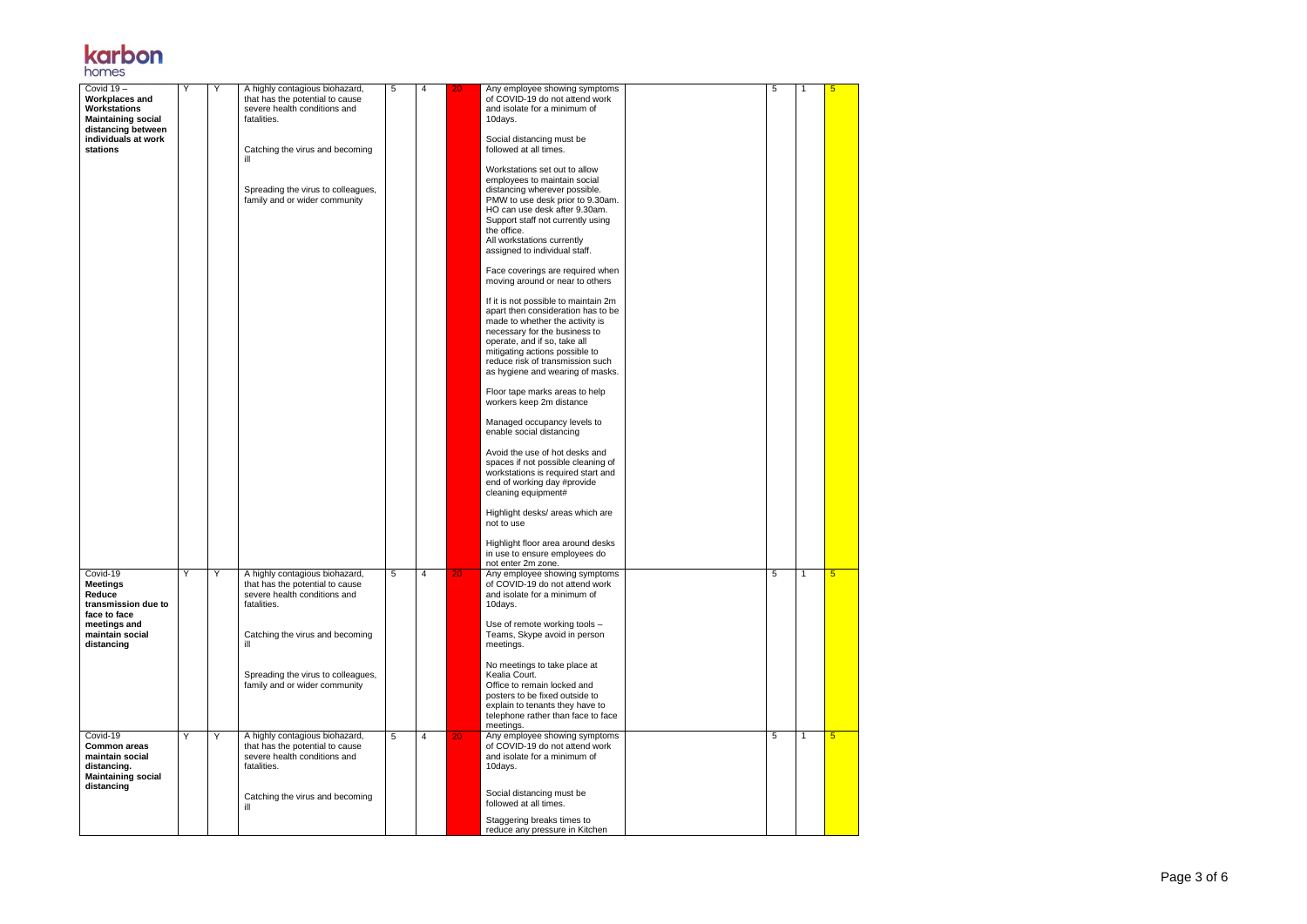| | | | | | | | | | | | |
|---|---|---|---|---|---|---|---|---|---|---|---|
| Covid 19 – **Workplaces and Workstations Maintaining social distancing between individuals at work stations** | Y | Y | A highly contagious biohazard, that has the potential to cause severe health conditions and fatalities.<br><br>Catching the virus and becoming ill<br><br>Spreading the virus to colleagues, family and or wider community | 5 | 4 | 20 | Any employee showing symptoms of COVID-19 do not attend work and isolate for a minimum of 10days.<br><br>Social distancing must be followed at all times.<br><br>Workstations set out to allow employees to maintain social distancing wherever possible. PMW to use desk prior to 9.30am. HO can use desk after 9.30am. Support staff not currently using the office. All workstations currently assigned to individual staff.<br><br>Face coverings are required when moving around or near to others<br><br>If it is not possible to maintain 2m apart then consideration has to be made to whether the activity is necessary for the business to operate, and if so, take all mitigating actions possible to reduce risk of transmission such as hygiene and wearing of masks.<br><br>Floor tape marks areas to help workers keep 2m distance<br><br>Managed occupancy levels to enable social distancing<br><br>Avoid the use of hot desks and spaces if not possible cleaning of workstations is required start and end of working day #provide cleaning equipment#<br><br>Highlight desks/ areas which are not to use<br><br>Highlight floor area around desks in use to ensure employees do not enter 2m zone. | | 5 | 1 | 5 |
| Covid-19 **Meetings Reduce transmission due to face to face meetings and maintain social distancing** | Y | Y | A highly contagious biohazard, that has the potential to cause severe health conditions and fatalities.<br><br>Catching the virus and becoming ill<br><br>Spreading the virus to colleagues, family and or wider community | 5 | 4 | 20 | Any employee showing symptoms of COVID-19 do not attend work and isolate for a minimum of 10days.<br><br>Use of remote working tools – Teams, Skype avoid in person meetings.<br><br>No meetings to take place at Kealia Court. Office to remain locked and posters to be fixed outside to explain to tenants they have to telephone rather than face to face meetings. | | 5 | 1 | 5 |
| Covid-19 **Common areas maintain social distancing. Maintaining social distancing** | Y | Y | A highly contagious biohazard, that has the potential to cause severe health conditions and fatalities.<br><br>Catching the virus and becoming ill | 5 | 4 | 20 | Any employee showing symptoms of COVID-19 do not attend work and isolate for a minimum of 10days.<br><br>Social distancing must be followed at all times.<br><br>Staggering breaks times to reduce any pressure in Kitchen | | 5 | 1 | 5 |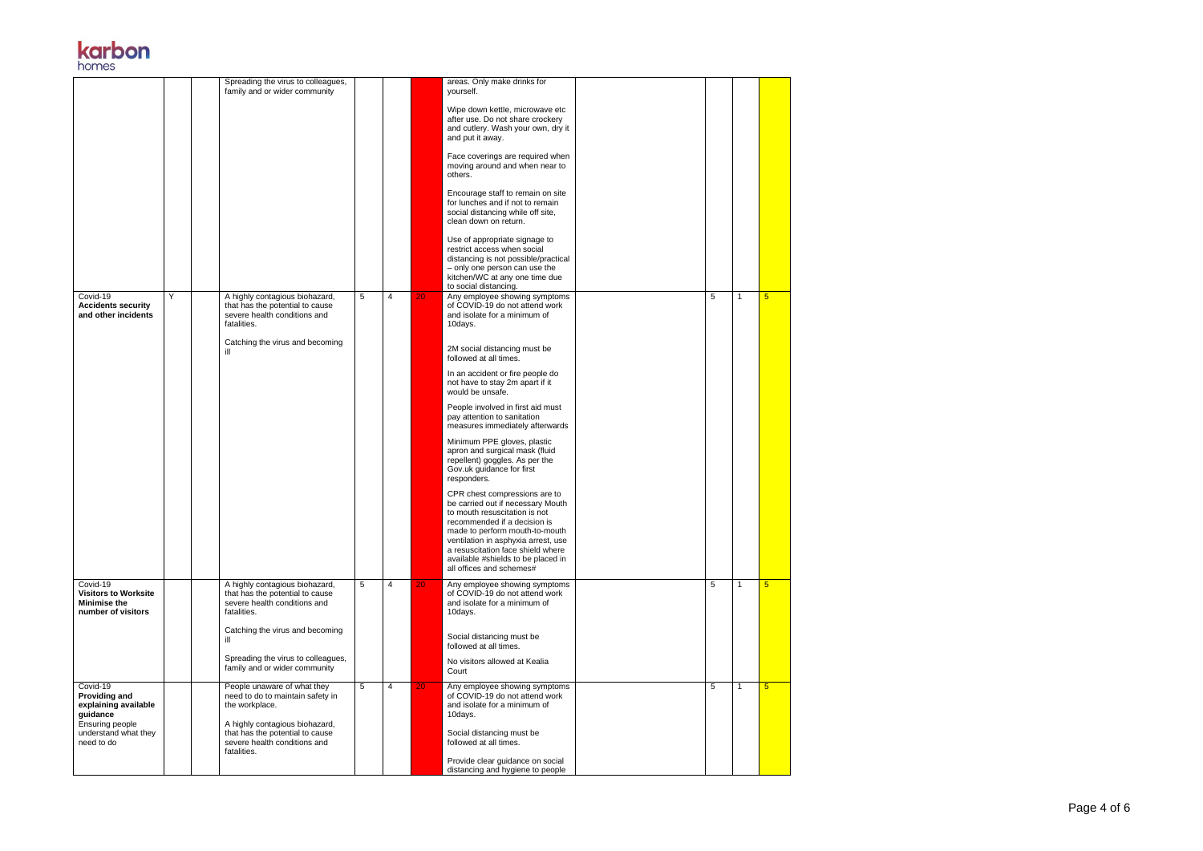| | | | | | | | | | | | | |
|---|---|---|---|---|---|---|---|---|---|---|---|---|
| | | | Spreading the virus to colleagues, family and or wider community | | | | areas. Only make drinks for yourself.<br><br>Wipe down kettle, microwave etc after use. Do not share crockery and cutlery. Wash your own, dry it and put it away.<br><br>Face coverings are required when moving around and when near to others.<br><br>Encourage staff to remain on site for lunches and if not to remain social distancing while off site, clean down on return.<br><br>Use of appropriate signage to restrict access when social distancing is not possible/practical – only one person can use the kitchen/WC at any one time due to social distancing. | | | | |
| Covid-19 **Accidents security and other incidents** | Y | | A highly contagious biohazard, that has the potential to cause severe health conditions and fatalities.<br><br>Catching the virus and becoming ill | 5 | 4 | 20 | Any employee showing symptoms of COVID-19 do not attend work and isolate for a minimum of 10days.<br><br>2M social distancing must be followed at all times.<br><br>In an accident or fire people do not have to stay 2m apart if it would be unsafe.<br><br>People involved in first aid must pay attention to sanitation measures immediately afterwards<br><br>Minimum PPE gloves, plastic apron and surgical mask (fluid repellent) goggles. As per the Gov.uk guidance for first responders.<br><br>CPR chest compressions are to be carried out if necessary Mouth to mouth resuscitation is not recommended if a decision is made to perform mouth-to-mouth ventilation in asphyxia arrest, use a resuscitation face shield where available #shields to be placed in all offices and schemes# | | 5 | 1 | 5 |
| Covid-19 **Visitors to Worksite Minimise the number of visitors** | | | A highly contagious biohazard, that has the potential to cause severe health conditions and fatalities.<br><br>Catching the virus and becoming ill<br><br>Spreading the virus to colleagues, family and or wider community | 5 | 4 | 20 | Any employee showing symptoms of COVID-19 do not attend work and isolate for a minimum of 10days.<br><br>Social distancing must be followed at all times.<br><br>No visitors allowed at Kealia Court | | 5 | 1 | 5 |
| Covid-19 **Providing and explaining available guidance** Ensuring people understand what they need to do | | | People unaware of what they need to do to maintain safety in the workplace.<br><br>A highly contagious biohazard, that has the potential to cause severe health conditions and fatalities. | 5 | 4 | 20 | Any employee showing symptoms of COVID-19 do not attend work and isolate for a minimum of 10days.<br><br>Social distancing must be followed at all times.<br><br>Provide clear guidance on social distancing and hygiene to people | | 5 | 1 | 5 |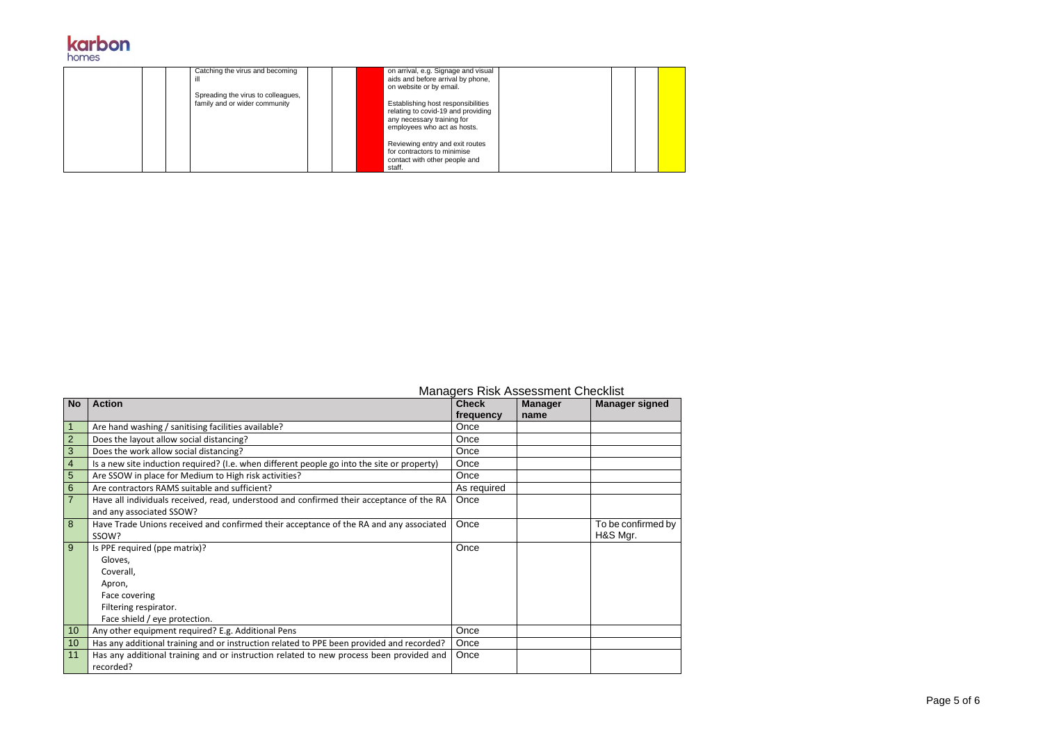| | | | | | | | | | | | |
|---|---|---|---|---|---|---|---|---|---|---|---|
| | | | Catching the virus and becoming ill<br><br>Spreading the virus to colleagues, family and or wider community | | | | on arrival, e.g. Signage and visual aids and before arrival by phone, on website or by email.<br><br>Establishing host responsibilities relating to covid-19 and providing any necessary training for employees who act as hosts.<br><br>Reviewing entry and exit routes for contractors to minimise contact with other people and staff. | | | | |

## Managers Risk Assessment Checklist

| No | Action | Check frequency | Manager name | Manager signed |
|---|---|---|---|---|
| 1 | Are hand washing / sanitising facilities available? | Once | | |
| 2 | Does the layout allow social distancing? | Once | | |
| 3 | Does the work allow social distancing? | Once | | |
| 4 | Is a new site induction required? (I.e. when different people go into the site or property) | Once | | |
| 5 | Are SSOW in place for Medium to High risk activities? | Once | | |
| 6 | Are contractors RAMS suitable and sufficient? | As required | | |
| 7 | Have all individuals received, read, understood and confirmed their acceptance of the RA and any associated SSOW? | Once | | |
| 8 | Have Trade Unions received and confirmed their acceptance of the RA and any associated SSOW? | Once | | To be confirmed by H&S Mgr. |
| 9 | Is PPE required (ppe matrix)?<br>Gloves,<br>Coverall,<br>Apron,<br>Face covering<br>Filtering respirator.<br>Face shield / eye protection. | Once | | |
| 10 | Any other equipment required? E.g. Additional Pens | Once | | |
| 10 | Has any additional training and or instruction related to PPE been provided and recorded? | Once | | |
| 11 | Has any additional training and or instruction related to new process been provided and recorded? | Once | | |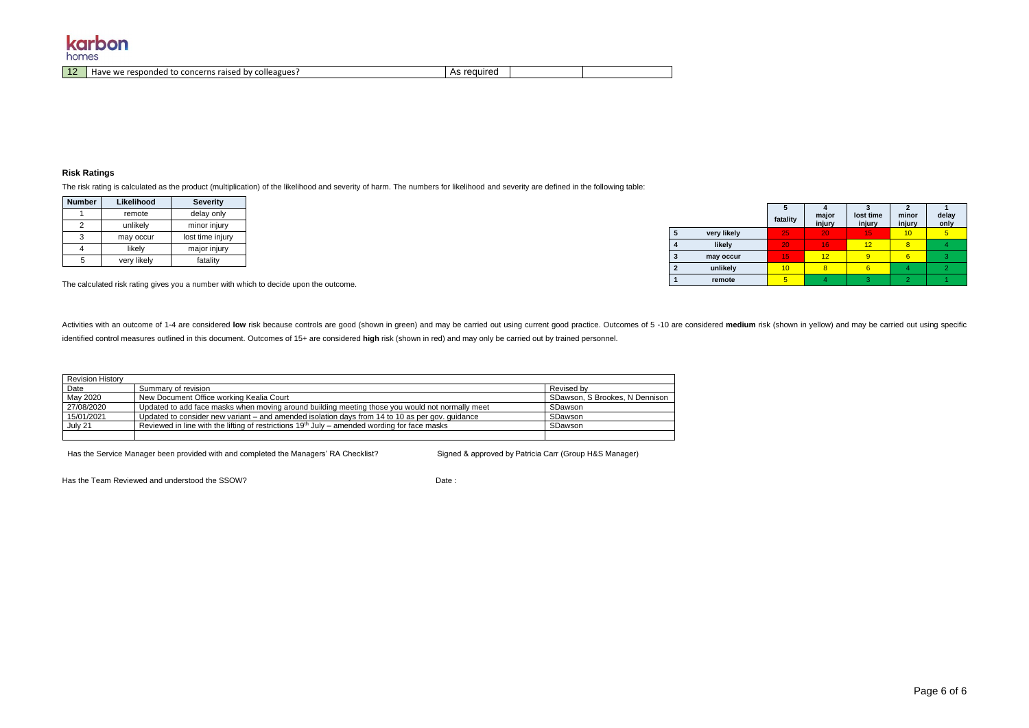| | | | | |
|---|---|---|---|---|
| 12 | Have we responded to concerns raised by colleagues? | As required | | |

### Risk Ratings

The risk rating is calculated as the product (multiplication) of the likelihood and severity of harm. The numbers for likelihood and severity are defined in the following table:

| Number | Likelihood | Severity |
|---|---|---|
| 1 | remote | delay only |
| 2 | unlikely | minor injury |
| 3 | may occur | lost time injury |
| 4 | likely | major injury |
| 5 | very likely | fatality |

| | | 5 fatality | 4 major injury | 3 lost time injury | 2 minor injury | 1 delay only |
|---|---|---|---|---|---|---|
| 5 | very likely | 25 | 20 | 15 | 10 | 5 |
| 4 | likely | 20 | 16 | 12 | 8 | 4 |
| 3 | may occur | 15 | 12 | 9 | 6 | 3 |
| 2 | unlikely | 10 | 8 | 6 | 4 | 2 |
| 1 | remote | 5 | 4 | 3 | 2 | 1 |

The calculated risk rating gives you a number with which to decide upon the outcome.

Activities with an outcome of 1-4 are considered **low** risk because controls are good (shown in green) and may be carried out using current good practice. Outcomes of 5 -10 are considered **medium** risk (shown in yellow) and may be carried out using specific identified control measures outlined in this document. Outcomes of 15+ are considered **high** risk (shown in red) and may only be carried out by trained personnel.

| Revision History | | |
|---|---|---|
| Date | Summary of revision | Revised by |
| May 2020 | New Document Office working Kealia Court | SDawson, S Brookes, N Dennison |
| 27/08/2020 | Updated to add face masks when moving around building meeting those you would not normally meet | SDawson |
| 15/01/2021 | Updated to consider new variant – and amended isolation days from 14 to 10 as per gov. guidance | SDawson |
| July 21 | Reviewed in line with the lifting of restrictions 19th July – amended wording for face masks | SDawson |
| | | |

Has the Service Manager been provided with and completed the Managers' RA Checklist?

Signed & approved by Patricia Carr (Group H&S Manager)

Has the Team Reviewed and understood the SSOW?

Date :